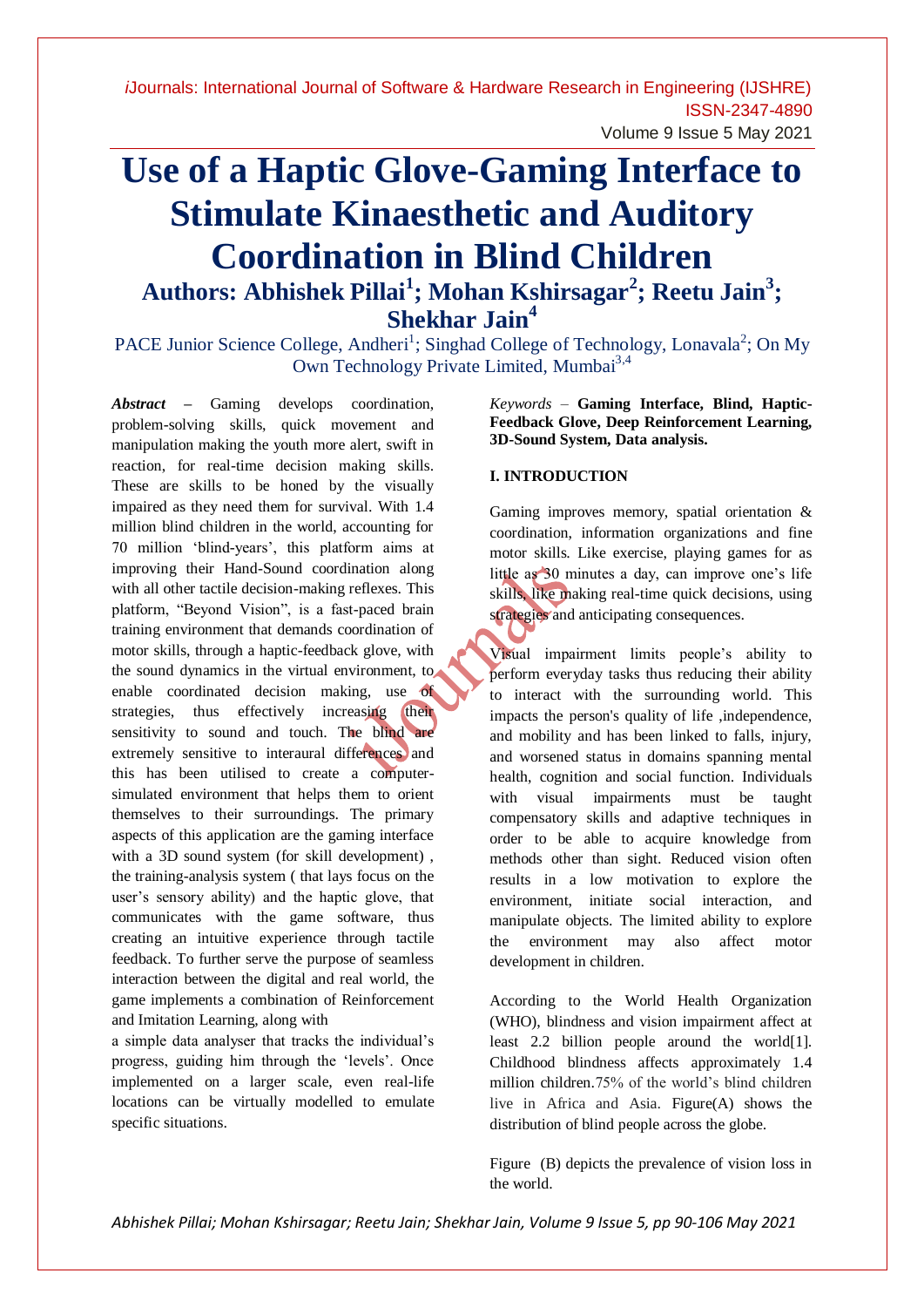# Use of a Haptic Glove-Gaming Interface to Stimulate Kinaesthetic and Auditory Coordination in Blind Children

## Authors: Abhishek Pillai[1]; Mohan Kshirsagar[2]; Reetu Jain[3]; Shekhar Jain[4]

PACE Junior Science College, Andheri[1]; Singhad College of Technology, Lonavala[2]; On My Own Technology Private Limited, Mumbai[3,4]

*Abstract* – Gaming develops coordination, problem-solving skills, quick movement and manipulation making the youth more alert, swift in reaction, for real-time decision making skills. These are skills to be honed by the visually impaired as they need them for survival. With 1.4 million blind children in the world, accounting for 70 million 'blind-years', this platform aims at improving their Hand-Sound coordination along with all other tactile decision-making reflexes. This platform, "Beyond Vision", is a fast-paced brain training environment that demands coordination of motor skills, through a haptic-feedback glove, with the sound dynamics in the virtual environment, to enable coordinated decision making, use of strategies, thus effectively increasing their sensitivity to sound and touch. The blind are extremely sensitive to interaural differences and this has been utilised to create a computer-simulated environment that helps them to orient themselves to their surroundings. The primary aspects of this application are the gaming interface with a 3D sound system (for skill development) , the training-analysis system ( that lays focus on the user's sensory ability) and the haptic glove, that communicates with the game software, thus creating an intuitive experience through tactile feedback. To further serve the purpose of seamless interaction between the digital and real world, the game implements a combination of Reinforcement and Imitation Learning, along with a simple data analyser that tracks the individual's progress, guiding him through the 'levels'. Once implemented on a larger scale, even real-life locations can be virtually modelled to emulate specific situations.

*Keywords* – **Gaming Interface, Blind, Haptic-Feedback Glove, Deep Reinforcement Learning, 3D-Sound System, Data analysis.**

### I. INTRODUCTION

Gaming improves memory, spatial orientation & coordination, information organizations and fine motor skills. Like exercise, playing games for as little as 30 minutes a day, can improve one's life skills, like making real-time quick decisions, using strategies and anticipating consequences.

Visual impairment limits people's ability to perform everyday tasks thus reducing their ability to interact with the surrounding world. This impacts the person's quality of life ,independence, and mobility and has been linked to falls, injury, and worsened status in domains spanning mental health, cognition and social function. Individuals with visual impairments must be taught compensatory skills and adaptive techniques in order to be able to acquire knowledge from methods other than sight. Reduced vision often results in a low motivation to explore the environment, initiate social interaction, and manipulate objects. The limited ability to explore the environment may also affect motor development in children.

According to the World Health Organization (WHO), blindness and vision impairment affect at least 2.2 billion people around the world[1]. Childhood blindness affects approximately 1.4 million children.75% of the world's blind children live in Africa and Asia. Figure(A) shows the distribution of blind people across the globe.

Figure (B) depicts the prevalence of vision loss in the world.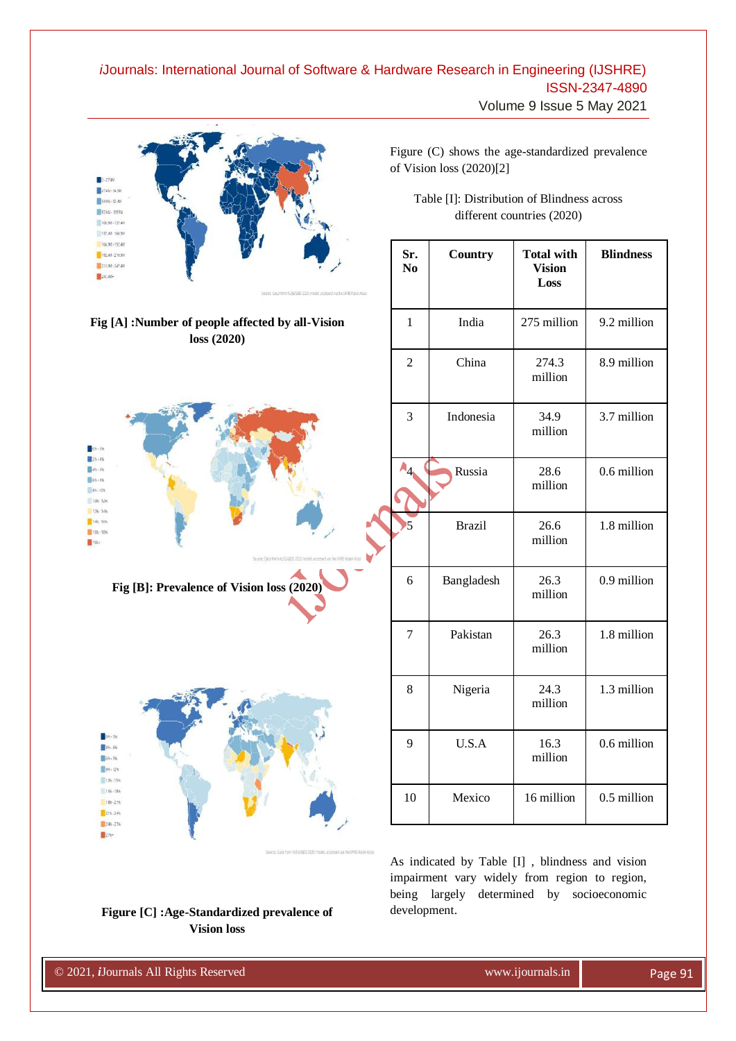Fig [A] :Number of people affected by all-Vision loss (2020)

Fig [B]: Prevalence of Vision loss (2020)

Figure [C] :Age-Standardized prevalence of Vision loss

Figure (C) shows the age-standardized prevalence of Vision loss (2020)[2]

Table [I]: Distribution of Blindness across different countries (2020)

| Sr. No | Country | Total with Vision Loss | Blindness |
|---|---|---|---|
| 1 | India | 275 million | 9.2 million |
| 2 | China | 274.3 million | 8.9 million |
| 3 | Indonesia | 34.9 million | 3.7 million |
| 4 | Russia | 28.6 million | 0.6 million |
| 5 | Brazil | 26.6 million | 1.8 million |
| 6 | Bangladesh | 26.3 million | 0.9 million |
| 7 | Pakistan | 26.3 million | 1.8 million |
| 8 | Nigeria | 24.3 million | 1.3 million |
| 9 | U.S.A | 16.3 million | 0.6 million |
| 10 | Mexico | 16 million | 0.5 million |

As indicated by Table [I] , blindness and vision impairment vary widely from region to region, being largely determined by socioeconomic development.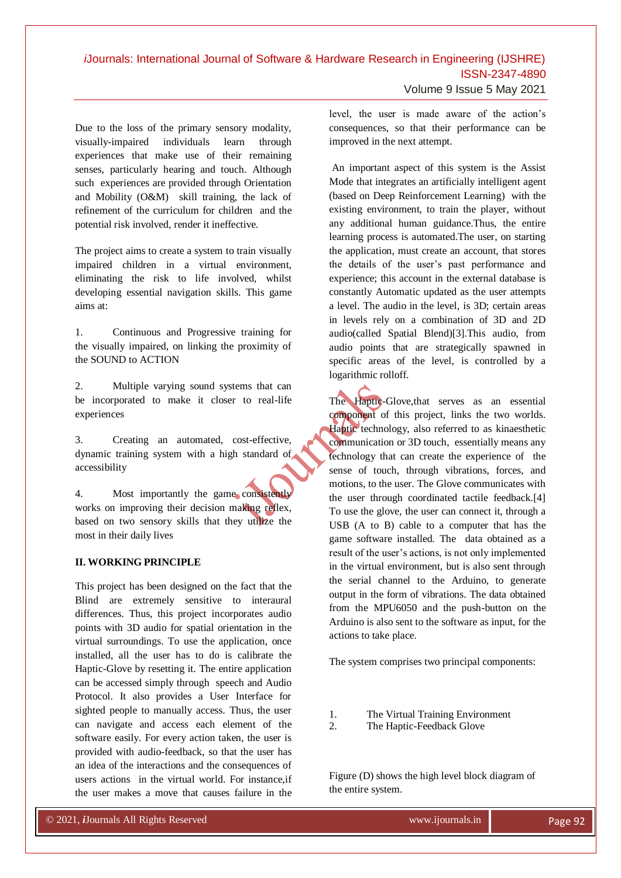Due to the loss of the primary sensory modality, visually-impaired individuals learn through experiences that make use of their remaining senses, particularly hearing and touch. Although such experiences are provided through Orientation and Mobility (O&M) skill training, the lack of refinement of the curriculum for children and the potential risk involved, render it ineffective.

The project aims to create a system to train visually impaired children in a virtual environment, eliminating the risk to life involved, whilst developing essential navigation skills. This game aims at:

1. Continuous and Progressive training for the visually impaired, on linking the proximity of the SOUND to ACTION

2. Multiple varying sound systems that can be incorporated to make it closer to real-life experiences

3. Creating an automated, cost-effective, dynamic training system with a high standard of accessibility

4. Most importantly the game consistently works on improving their decision making reflex, based on two sensory skills that they utilize the most in their daily lives

## II. WORKING PRINCIPLE

This project has been designed on the fact that the Blind are extremely sensitive to interaural differences. Thus, this project incorporates audio points with 3D audio for spatial orientation in the virtual surroundings. To use the application, once installed, all the user has to do is calibrate the Haptic-Glove by resetting it. The entire application can be accessed simply through speech and Audio Protocol. It also provides a User Interface for sighted people to manually access. Thus, the user can navigate and access each element of the software easily. For every action taken, the user is provided with audio-feedback, so that the user has an idea of the interactions and the consequences of users actions in the virtual world. For instance,if the user makes a move that causes failure in the level, the user is made aware of the action's consequences, so that their performance can be improved in the next attempt.

An important aspect of this system is the Assist Mode that integrates an artificially intelligent agent (based on Deep Reinforcement Learning) with the existing environment, to train the player, without any additional human guidance.Thus, the entire learning process is automated.The user, on starting the application, must create an account, that stores the details of the user's past performance and experience; this account in the external database is constantly Automatic updated as the user attempts a level. The audio in the level, is 3D; certain areas in levels rely on a combination of 3D and 2D audio(called Spatial Blend)[3].This audio, from audio points that are strategically spawned in specific areas of the level, is controlled by a logarithmic rolloff.

The Haptic-Glove,that serves as an essential component of this project, links the two worlds. Haptic technology, also referred to as kinaesthetic communication or 3D touch, essentially means any technology that can create the experience of the sense of touch, through vibrations, forces, and motions, to the user. The Glove communicates with the user through coordinated tactile feedback.[4] To use the glove, the user can connect it, through a USB (A to B) cable to a computer that has the game software installed. The data obtained as a result of the user's actions, is not only implemented in the virtual environment, but is also sent through the serial channel to the Arduino, to generate output in the form of vibrations. The data obtained from the MPU6050 and the push-button on the Arduino is also sent to the software as input, for the actions to take place.

The system comprises two principal components:

1. The Virtual Training Environment
2. The Haptic-Feedback Glove

Figure (D) shows the high level block diagram of the entire system.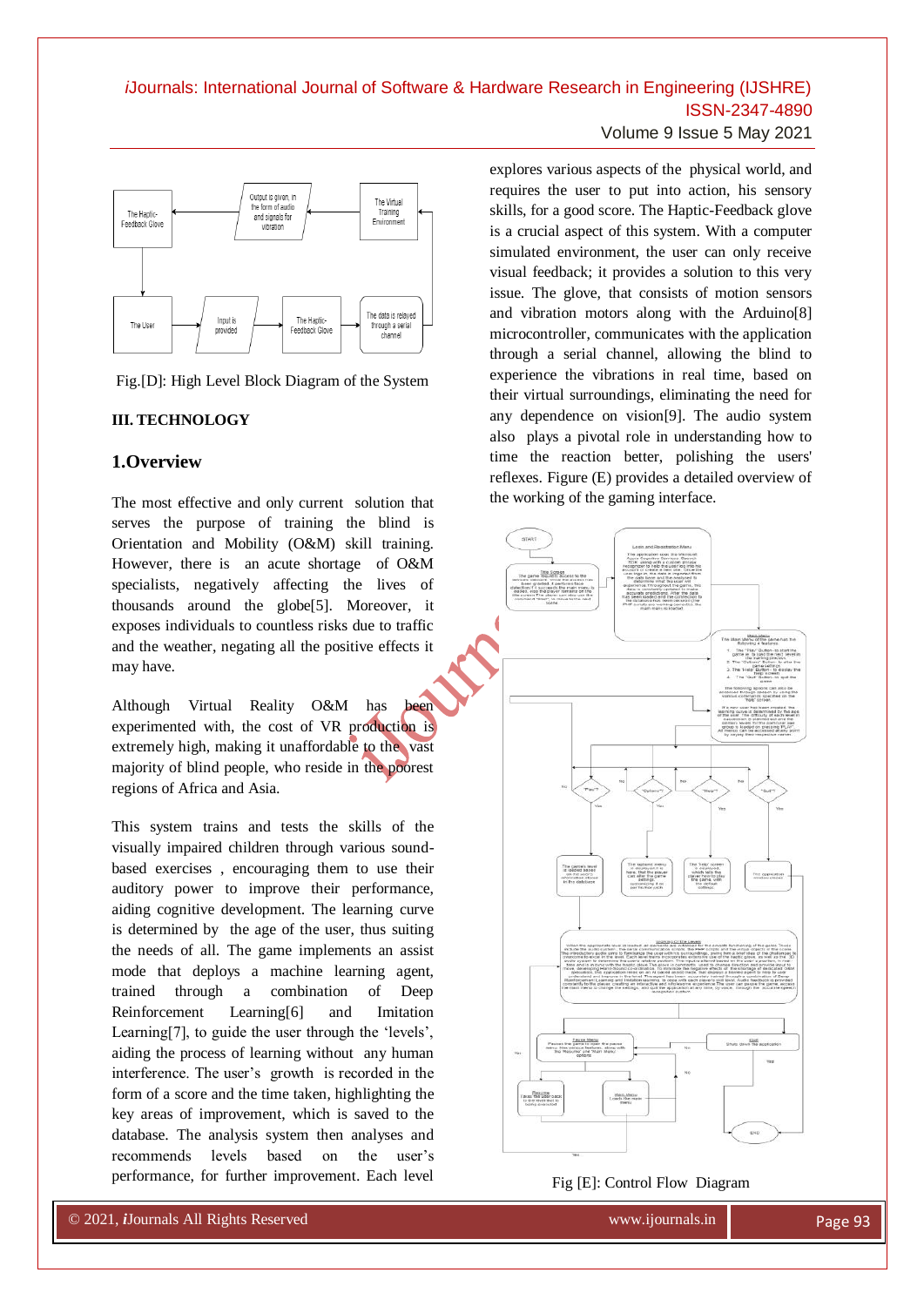Fig.[D]: High Level Block Diagram of the System

## III. TECHNOLOGY

### 1.Overview

The most effective and only current solution that serves the purpose of training the blind is Orientation and Mobility (O&M) skill training. However, there is an acute shortage of O&M specialists, negatively affecting the lives of thousands around the globe[5]. Moreover, it exposes individuals to countless risks due to traffic and the weather, negating all the positive effects it may have.

Although Virtual Reality O&M has been experimented with, the cost of VR production is extremely high, making it unaffordable to the vast majority of blind people, who reside in the poorest regions of Africa and Asia.

This system trains and tests the skills of the visually impaired children through various sound-based exercises , encouraging them to use their auditory power to improve their performance, aiding cognitive development. The learning curve is determined by the age of the user, thus suiting the needs of all. The game implements an assist mode that deploys a machine learning agent, trained through a combination of Deep Reinforcement Learning[6] and Imitation Learning[7], to guide the user through the 'levels', aiding the process of learning without any human interference. The user's growth is recorded in the form of a score and the time taken, highlighting the key areas of improvement, which is saved to the database. The analysis system then analyses and recommends levels based on the user's performance, for further improvement. Each level explores various aspects of the physical world, and requires the user to put into action, his sensory skills, for a good score. The Haptic-Feedback glove is a crucial aspect of this system. With a computer simulated environment, the user can only receive visual feedback; it provides a solution to this very issue. The glove, that consists of motion sensors and vibration motors along with the Arduino[8] microcontroller, communicates with the application through a serial channel, allowing the blind to experience the vibrations in real time, based on their virtual surroundings, eliminating the need for any dependence on vision[9]. The audio system also plays a pivotal role in understanding how to time the reaction better, polishing the users' reflexes. Figure (E) provides a detailed overview of the working of the gaming interface.

Fig [E]: Control Flow Diagram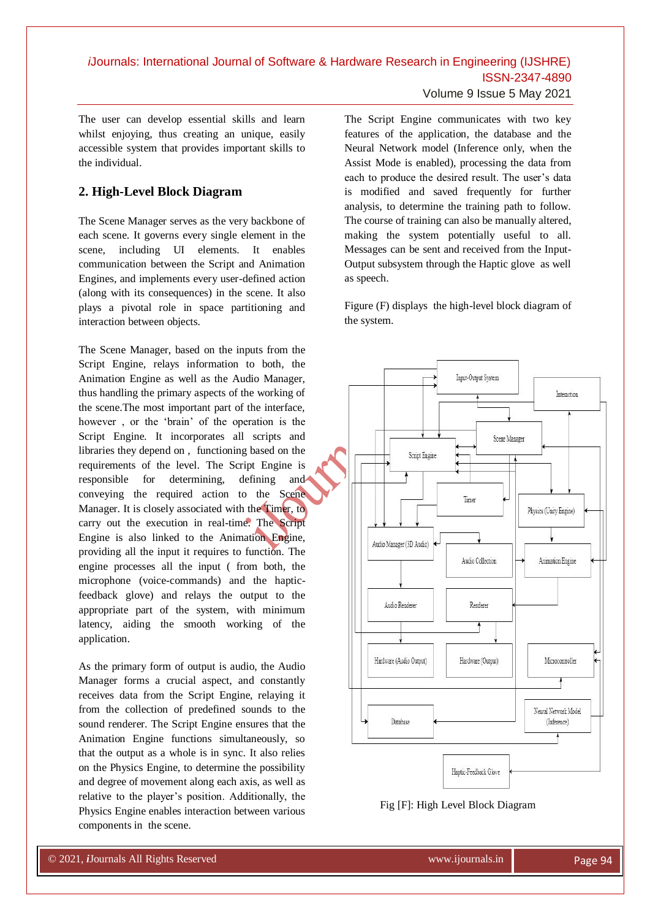The user can develop essential skills and learn whilst enjoying, thus creating an unique, easily accessible system that provides important skills to the individual.

## 2. High-Level Block Diagram

The Scene Manager serves as the very backbone of each scene. It governs every single element in the scene, including UI elements. It enables communication between the Script and Animation Engines, and implements every user-defined action (along with its consequences) in the scene. It also plays a pivotal role in space partitioning and interaction between objects.

The Scene Manager, based on the inputs from the Script Engine, relays information to both, the Animation Engine as well as the Audio Manager, thus handling the primary aspects of the working of the scene.The most important part of the interface, however , or the 'brain' of the operation is the Script Engine. It incorporates all scripts and libraries they depend on , functioning based on the requirements of the level. The Script Engine is responsible for determining, defining and conveying the required action to the Scene Manager. It is closely associated with the Timer, to carry out the execution in real-time. The Script Engine is also linked to the Animation Engine, providing all the input it requires to function. The engine processes all the input ( from both, the microphone (voice-commands) and the haptic-feedback glove) and relays the output to the appropriate part of the system, with minimum latency, aiding the smooth working of the application.

As the primary form of output is audio, the Audio Manager forms a crucial aspect, and constantly receives data from the Script Engine, relaying it from the collection of predefined sounds to the sound renderer. The Script Engine ensures that the Animation Engine functions simultaneously, so that the output as a whole is in sync. It also relies on the Physics Engine, to determine the possibility and degree of movement along each axis, as well as relative to the player's position. Additionally, the Physics Engine enables interaction between various components in the scene.

The Script Engine communicates with two key features of the application, the database and the Neural Network model (Inference only, when the Assist Mode is enabled), processing the data from each to produce the desired result. The user's data is modified and saved frequently for further analysis, to determine the training path to follow. The course of training can also be manually altered, making the system potentially useful to all. Messages can be sent and received from the Input-Output subsystem through the Haptic glove as well as speech.

Figure (F) displays the high-level block diagram of the system.

Fig [F]: High Level Block Diagram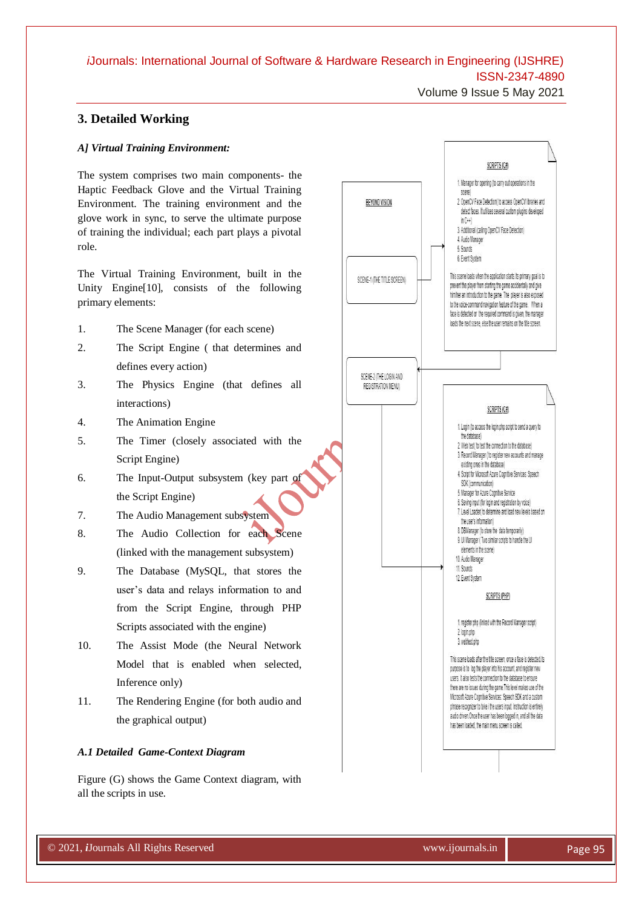## 3. Detailed Working

### *A] Virtual Training Environment:*

The system comprises two main components- the Haptic Feedback Glove and the Virtual Training Environment. The training environment and the glove work in sync, to serve the ultimate purpose of training the individual; each part plays a pivotal role.

The Virtual Training Environment, built in the Unity Engine[10], consists of the following primary elements:

1. The Scene Manager (for each scene)
2. The Script Engine ( that determines and defines every action)
3. The Physics Engine (that defines all interactions)
4. The Animation Engine
5. The Timer (closely associated with the Script Engine)
6. The Input-Output subsystem (key part of the Script Engine)
7. The Audio Management subsystem
8. The Audio Collection for each Scene (linked with the management subsystem)
9. The Database (MySQL, that stores the user's data and relays information to and from the Script Engine, through PHP Scripts associated with the engine)
10. The Assist Mode (the Neural Network Model that is enabled when selected, Inference only)
11. The Rendering Engine (for both audio and the graphical output)

### *A.1 Detailed Game-Context Diagram*

Figure (G) shows the Game Context diagram, with all the scripts in use.

BEYOND VISION

SCENE-1 (THE TITLE SCREEN)

SCRIPTS (C#)

1. Manager for opening (to carry out operations in the scene)
2. OpenCV Face Detection( to access OpenCV libraries and detect faces. It utilises several custom plugins developed in C++)
3. Additional (calling OpenCV Face Detection)
4. Audio Manager
5. Sounds
6. Event System

This scene loads when the application starts its primary goal is to prevent the player from starting the game accidentally and give him/her an introduction to the game. The player is also exposed to the voice-command navigation feature of the game. When a face is detected or the required command is given, the manager loads the next scene, else the user remains on the title screen.

SCENE-2 (THE LOGIN AND REGISTRATION MENU)

SCRIPTS (C#)

1. Login (to access the login.php script to send a query to the database)
2. Web test( to test the connection to the database)
3. Record Manager ( to register new accounts and manage existing ones in the database)
4. Script for Microsoft Azure Cognitive Services: Speech SDK (communication)
5. Manager for Azure Cognitive Service
6. Saving input (for login and registration by voice)
7. Level Loader( to determine and load new levels based on the user's information)
8. DBManager (to store the data temporarily)
9. UI Manager ( Two similar scripts to handle the UI elements in the scene)
10. Audio Manager
11. Sounds
12. Event System

SCRIPTS (PHP)

1. register.php (linked with the Record Manager script)
2. login.php
3. webtest.php

This scene loads after the title screen, once a face is detected its purpose is to log the player into his account, and register new users. It also tests the connection to the database to ensure there are no issues during the game. This level makes use of the Microsoft Azure Cognitive Services: Speech SDK and a custom phrase recognizer to take in the users input. Instruction is entirely audio driven. Once the user has been logged in, and all the data has been loaded, the main menu screen is called.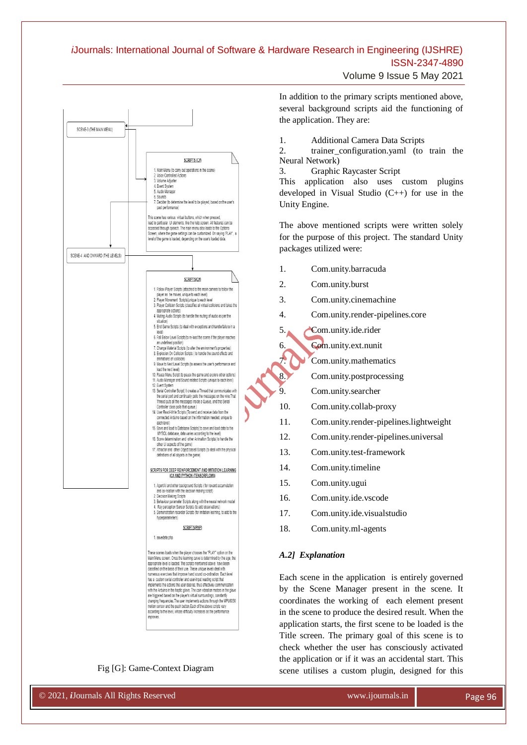SCENE-3 (THE MAIN MENU)

SCRIPTS (C#)

1. Main Menu (to carry out operations in the scene)
2. Voice Controlled Actions
3. Volume Adjuster
4. Event System
5. Audio Manager
6. Sounds
7. Decider (to determine the level to be played, based on the user's past performance)

This scene has various virtual buttons, which when pressed, lead to particular UI elements, like the help screen. All features can be accessed through speech. The main menu also leads to the Options Screen, where the game settings can be customized. On saying 'PLAY', a level of the game is loaded, depending on the user's loaded data.

SCENE-4 AND ONWARD (THE LEVELS)

SCRIPTS(C#)

1. Follow Player Scripts (attached to the main camera to follow the player as he moves, unique to each level)
2. Player Movement Scripts(unique to each level)
3. Player Collision Scripts (classifies all virtual collisions and takes the appropriate actions)
4. Muting Audio Scripts (to handle the muting of audio as per the situation)
5. End Game Scripts (to deal with exceptions and handle failure in a level)
6. Fall Below Level Scripts(to re-load the scene if the player reaches an undefined position)
7. Change Material Scripts (to alter the environment's properties)
8. Explosion On Collision Scripts ( to handle the sound effects and animations on collision)
9. Move to Next Level Scripts (to assess the user's performance and load the next level)
10. Pause Menu Script (to pause the game and explore other options)
11. Audio Manager and Sound related Scripts (unique to each level)
12. Event System
13. Serial Controller Script( It creates a Thread that communicates with the serial port and continually polls the messages on the wire.That Thread puts all the messages inside a Queue, and this Serial Controller class polls that queue.)
14. User Read-Write Scripts (To send and receive data from the connected Arduino based on the information needed, unique to each level)
15. Save and load to Database Scripts(to save and load data to the MYSQL database, data varies according to the level)
16. Score determination and other Animation Scripts( to handle the other UI aspects of the game)
17. Attractor and other Object based Scripts (to deal with the physical definitions of all objects in the game)

SCRIPTS FOR DEEP REINFORCEMENT AND IMITATION LEARNING (C# AND PYTHON (TENSORFLOW))

1. AgentAI and other background Scripts ( for reward accumulation and co-relation with the decision making script)
2. Decision Making Scripts
3. Behaviour parameter Scripts along with the neural network model
4. Ray perception Sensor Scripts (to add observations)
5. Demonstration recorder Scripts (for imitation learning, to add to the hyperparameters)

SCRIPTS(PHP)

1. savedata.php

These scenes loads when the player chooses the "PLAY" option on the Main Menu screen. Once the learning curve is determined by the age, the appropriate level is loaded. The scripts mentioned above have been classified on the basis of their use. These unique levels deal with numerous exercises that improve hand sound co-ordination. Each level has a custom serial controller and user-input reading script that implements the actions the user desires; thus effectively communication with the Arduino in the haptic glove. The coin vibration motors in the glove are triggered based on the player's virtual surroundings, constantly changing frequencies. The user implements actions through the MPU6050 motion sensor and the push button. Each of the above scripts vary according to the level, whose difficulty increases as the performance improves.

Fig [G]: Game-Context Diagram

In addition to the primary scripts mentioned above, several background scripts aid the functioning of the application. They are:

1. Additional Camera Data Scripts
2. trainer_configuration.yaml (to train the Neural Network)
3. Graphic Raycaster Script

This application also uses custom plugins developed in Visual Studio (C++) for use in the Unity Engine.

The above mentioned scripts were written solely for the purpose of this project. The standard Unity packages utilized were:

1. Com.unity.barracuda
2. Com.unity.burst
3. Com.unity.cinemachine
4. Com.unity.render-pipelines.core
5. Com.unity.ide.rider
6. Com.unity.ext.nunit
7. Com.unity.mathematics
8. Com.unity.postprocessing
9. Com.unity.searcher
10. Com.unity.collab-proxy
11. Com.unity.render-pipelines.lightweight
12. Com.unity.render-pipelines.universal
13. Com.unity.test-framework
14. Com.unity.timeline
15. Com.unity.ugui
16. Com.unity.ide.vscode
17. Com.unity.ide.visualstudio
18. Com.unity.ml-agents

### *A.2] Explanation*

Each scene in the application is entirely governed by the Scene Manager present in the scene. It coordinates the working of each element present in the scene to produce the desired result. When the application starts, the first scene to be loaded is the Title screen. The primary goal of this scene is to check whether the user has consciously activated the application or if it was an accidental start. This scene utilises a custom plugin, designed for this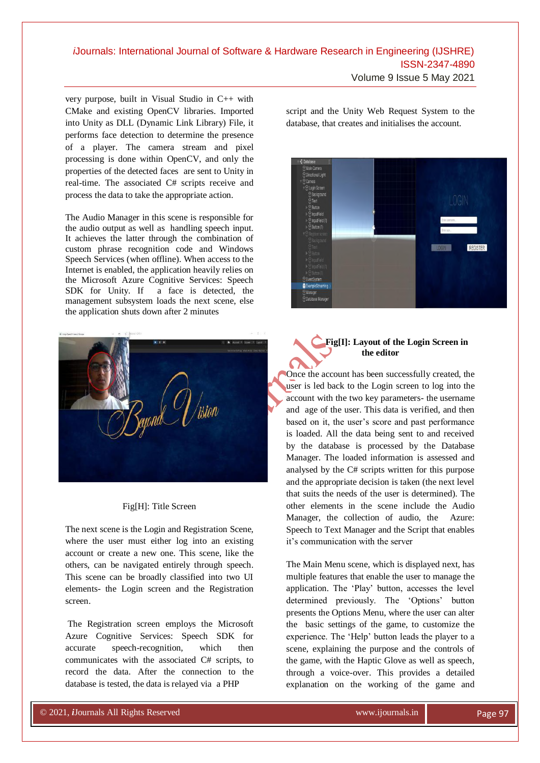very purpose, built in Visual Studio in C++ with CMake and existing OpenCV libraries. Imported into Unity as DLL (Dynamic Link Library) File, it performs face detection to determine the presence of a player. The camera stream and pixel processing is done within OpenCV, and only the properties of the detected faces are sent to Unity in real-time. The associated C# scripts receive and process the data to take the appropriate action.

The Audio Manager in this scene is responsible for the audio output as well as handling speech input. It achieves the latter through the combination of custom phrase recognition code and Windows Speech Services (when offline). When access to the Internet is enabled, the application heavily relies on the Microsoft Azure Cognitive Services: Speech SDK for Unity. If a face is detected, the management subsystem loads the next scene, else the application shuts down after 2 minutes

Fig[H]: Title Screen

The next scene is the Login and Registration Scene, where the user must either log into an existing account or create a new one. This scene, like the others, can be navigated entirely through speech. This scene can be broadly classified into two UI elements- the Login screen and the Registration screen.

The Registration screen employs the Microsoft Azure Cognitive Services: Speech SDK for accurate speech-recognition, which then communicates with the associated C# scripts, to record the data. After the connection to the database is tested, the data is relayed via a PHP script and the Unity Web Request System to the database, that creates and initialises the account.

**Fig[I]: Layout of the Login Screen in the editor**

Once the account has been successfully created, the user is led back to the Login screen to log into the account with the two key parameters- the username and age of the user. This data is verified, and then based on it, the user's score and past performance is loaded. All the data being sent to and received by the database is processed by the Database Manager. The loaded information is assessed and analysed by the C# scripts written for this purpose and the appropriate decision is taken (the next level that suits the needs of the user is determined). The other elements in the scene include the Audio Manager, the collection of audio, the Azure: Speech to Text Manager and the Script that enables it's communication with the server

The Main Menu scene, which is displayed next, has multiple features that enable the user to manage the application. The 'Play' button, accesses the level determined previously. The 'Options' button presents the Options Menu, where the user can alter the basic settings of the game, to customize the experience. The 'Help' button leads the player to a scene, explaining the purpose and the controls of the game, with the Haptic Glove as well as speech, through a voice-over. This provides a detailed explanation on the working of the game and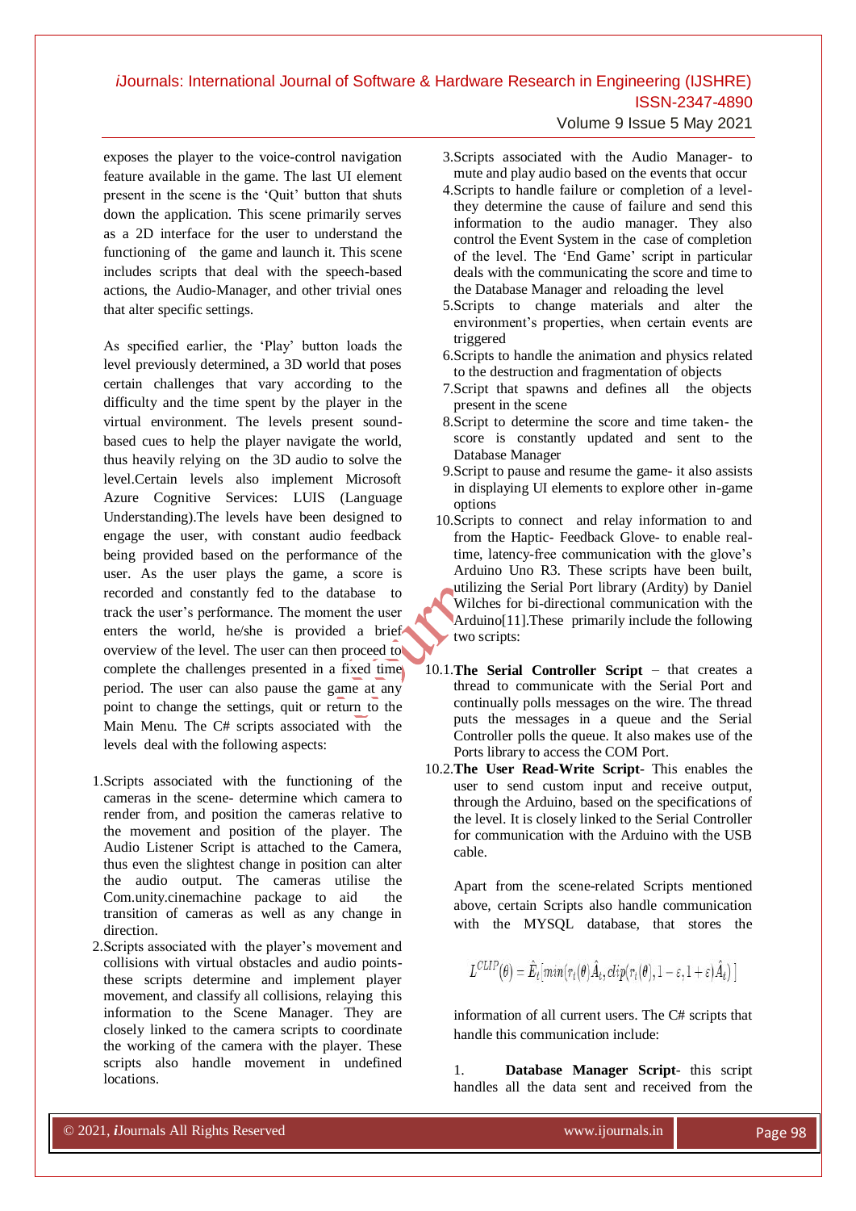exposes the player to the voice-control navigation feature available in the game. The last UI element present in the scene is the 'Quit' button that shuts down the application. This scene primarily serves as a 2D interface for the user to understand the functioning of the game and launch it. This scene includes scripts that deal with the speech-based actions, the Audio-Manager, and other trivial ones that alter specific settings.

As specified earlier, the 'Play' button loads the level previously determined, a 3D world that poses certain challenges that vary according to the difficulty and the time spent by the player in the virtual environment. The levels present sound-based cues to help the player navigate the world, thus heavily relying on the 3D audio to solve the level.Certain levels also implement Microsoft Azure Cognitive Services: LUIS (Language Understanding).The levels have been designed to engage the user, with constant audio feedback being provided based on the performance of the user. As the user plays the game, a score is recorded and constantly fed to the database to track the user's performance. The moment the user enters the world, he/she is provided a brief overview of the level. The user can then proceed to complete the challenges presented in a fixed time period. The user can also pause the game at any point to change the settings, quit or return to the Main Menu. The C# scripts associated with the levels deal with the following aspects:

1. Scripts associated with the functioning of the cameras in the scene- determine which camera to render from, and position the cameras relative to the movement and position of the player. The Audio Listener Script is attached to the Camera, thus even the slightest change in position can alter the audio output. The cameras utilise the Com.unity.cinemachine package to aid the transition of cameras as well as any change in direction.
2. Scripts associated with the player's movement and collisions with virtual obstacles and audio points- these scripts determine and implement player movement, and classify all collisions, relaying this information to the Scene Manager. They are closely linked to the camera scripts to coordinate the working of the camera with the player. These scripts also handle movement in undefined locations.
3. Scripts associated with the Audio Manager- to mute and play audio based on the events that occur
4. Scripts to handle failure or completion of a level- they determine the cause of failure and send this information to the audio manager. They also control the Event System in the case of completion of the level. The 'End Game' script in particular deals with the communicating the score and time to the Database Manager and reloading the level
5. Scripts to change materials and alter the environment's properties, when certain events are triggered
6. Scripts to handle the animation and physics related to the destruction and fragmentation of objects
7. Script that spawns and defines all the objects present in the scene
8. Script to determine the score and time taken- the score is constantly updated and sent to the Database Manager
9. Script to pause and resume the game- it also assists in displaying UI elements to explore other in-game options
10. Scripts to connect and relay information to and from the Haptic- Feedback Glove- to enable real-time, latency-free communication with the glove's Arduino Uno R3. These scripts have been built, utilizing the Serial Port library (Ardity) by Daniel Wilches for bi-directional communication with the Arduino[11].These primarily include the following two scripts:

10.1. **The Serial Controller Script** – that creates a thread to communicate with the Serial Port and continually polls messages on the wire. The thread puts the messages in a queue and the Serial Controller polls the queue. It also makes use of the Ports library to access the COM Port.

10.2. **The User Read-Write Script**- This enables the user to send custom input and receive output, through the Arduino, based on the specifications of the level. It is closely linked to the Serial Controller for communication with the Arduino with the USB cable.

Apart from the scene-related Scripts mentioned above, certain Scripts also handle communication with the MYSQL database, that stores the

$$L^{CLIP}(\theta) = \hat{E}_t\left[min\left(r_t(\theta)\hat{A}_t, clip\left(r_t(\theta), 1-\varepsilon, 1+\varepsilon\right)\hat{A}_t\right)\right]$$

information of all current users. The C# scripts that handle this communication include:

1. **Database Manager Script**- this script handles all the data sent and received from the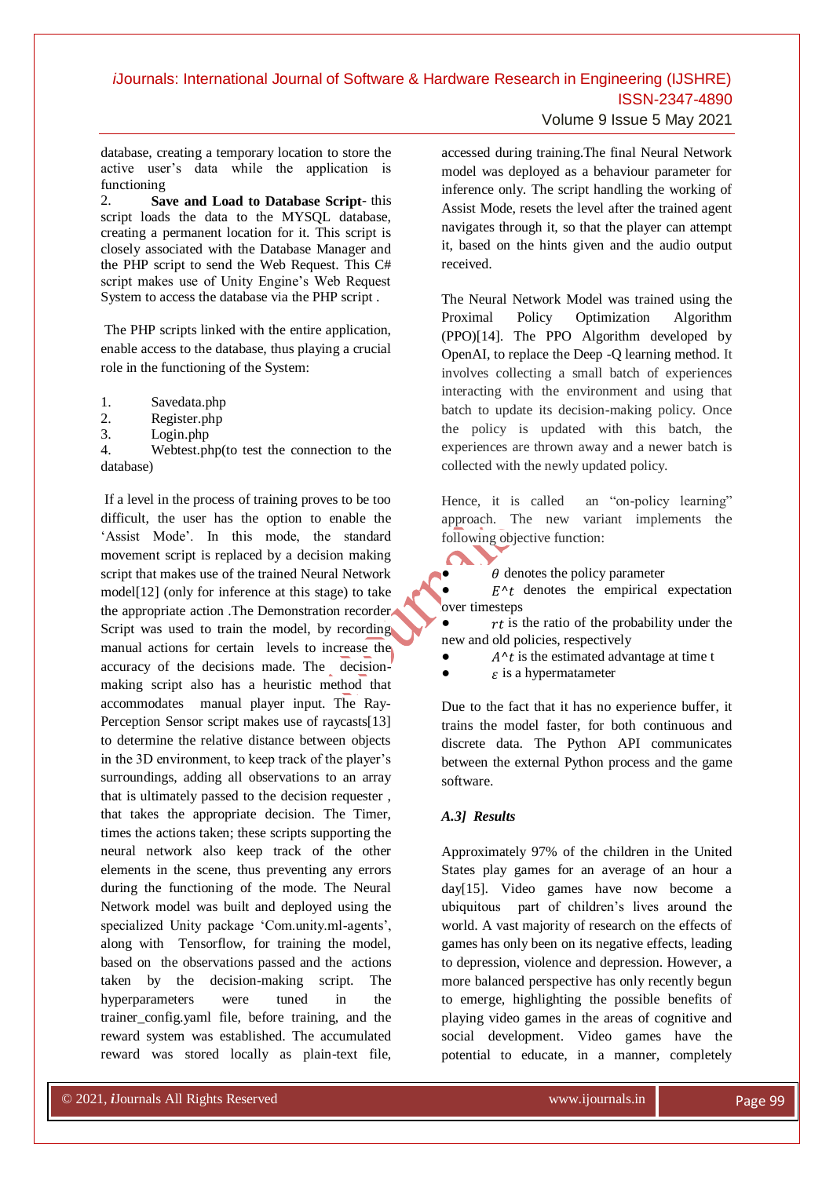database, creating a temporary location to store the active user's data while the application is functioning

2. **Save and Load to Database Script**- this script loads the data to the MYSQL database, creating a permanent location for it. This script is closely associated with the Database Manager and the PHP script to send the Web Request. This C# script makes use of Unity Engine's Web Request System to access the database via the PHP script .

The PHP scripts linked with the entire application, enable access to the database, thus playing a crucial role in the functioning of the System:

1. Savedata.php
2. Register.php
3. Login.php
4. Webtest.php(to test the connection to the database)

If a level in the process of training proves to be too difficult, the user has the option to enable the 'Assist Mode'. In this mode, the standard movement script is replaced by a decision making script that makes use of the trained Neural Network model[12] (only for inference at this stage) to take the appropriate action .The Demonstration recorder Script was used to train the model, by recording manual actions for certain levels to increase the accuracy of the decisions made. The decision-making script also has a heuristic method that accommodates manual player input. The Ray-Perception Sensor script makes use of raycasts[13] to determine the relative distance between objects in the 3D environment, to keep track of the player's surroundings, adding all observations to an array that is ultimately passed to the decision requester , that takes the appropriate decision. The Timer, times the actions taken; these scripts supporting the neural network also keep track of the other elements in the scene, thus preventing any errors during the functioning of the mode. The Neural Network model was built and deployed using the specialized Unity package 'Com.unity.ml-agents', along with Tensorflow, for training the model, based on the observations passed and the actions taken by the decision-making script. The hyperparameters were tuned in the trainer_config.yaml file, before training, and the reward system was established. The accumulated reward was stored locally as plain-text file, accessed during training.The final Neural Network model was deployed as a behaviour parameter for inference only. The script handling the working of Assist Mode, resets the level after the trained agent navigates through it, so that the player can attempt it, based on the hints given and the audio output received.

The Neural Network Model was trained using the Proximal Policy Optimization Algorithm (PPO)[14]. The PPO Algorithm developed by OpenAI, to replace the Deep -Q learning method. It involves collecting a small batch of experiences interacting with the environment and using that batch to update its decision-making policy. Once the policy is updated with this batch, the experiences are thrown away and a newer batch is collected with the newly updated policy.

Hence, it is called an "on-policy learning" approach. The new variant implements the following objective function:

- $\theta$ denotes the policy parameter
- $E^t$ denotes the empirical expectation over timesteps
- $rt$ is the ratio of the probability under the new and old policies, respectively
- $A^t$ is the estimated advantage at time t
- $\varepsilon$ is a hypermatameter

Due to the fact that it has no experience buffer, it trains the model faster, for both continuous and discrete data. The Python API communicates between the external Python process and the game software.

### *A.3] Results*

Approximately 97% of the children in the United States play games for an average of an hour a day[15]. Video games have now become a ubiquitous part of children's lives around the world. A vast majority of research on the effects of games has only been on its negative effects, leading to depression, violence and depression. However, a more balanced perspective has only recently begun to emerge, highlighting the possible benefits of playing video games in the areas of cognitive and social development. Video games have the potential to educate, in a manner, completely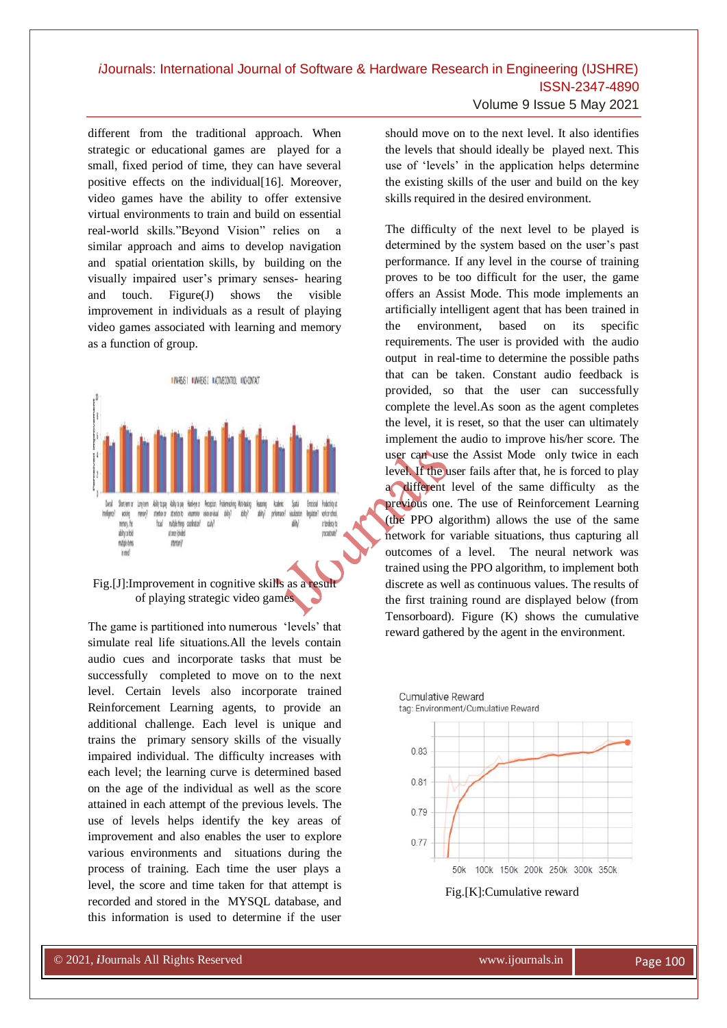different from the traditional approach. When strategic or educational games are played for a small, fixed period of time, they can have several positive effects on the individual[16]. Moreover, video games have the ability to offer extensive virtual environments to train and build on essential real-world skills."Beyond Vision" relies on a similar approach and aims to develop navigation and spatial orientation skills, by building on the visually impaired user's primary senses- hearing and touch. Figure(J) shows the visible improvement in individuals as a result of playing video games associated with learning and memory as a function of group.

Fig.[J]:Improvement in cognitive skills as a result of playing strategic video games

The game is partitioned into numerous 'levels' that simulate real life situations.All the levels contain audio cues and incorporate tasks that must be successfully completed to move on to the next level. Certain levels also incorporate trained Reinforcement Learning agents, to provide an additional challenge. Each level is unique and trains the primary sensory skills of the visually impaired individual. The difficulty increases with each level; the learning curve is determined based on the age of the individual as well as the score attained in each attempt of the previous levels. The use of levels helps identify the key areas of improvement and also enables the user to explore various environments and situations during the process of training. Each time the user plays a level, the score and time taken for that attempt is recorded and stored in the MYSQL database, and this information is used to determine if the user should move on to the next level. It also identifies the levels that should ideally be played next. This use of 'levels' in the application helps determine the existing skills of the user and build on the key skills required in the desired environment.

The difficulty of the next level to be played is determined by the system based on the user's past performance. If any level in the course of training proves to be too difficult for the user, the game offers an Assist Mode. This mode implements an artificially intelligent agent that has been trained in the environment, based on its specific requirements. The user is provided with the audio output in real-time to determine the possible paths that can be taken. Constant audio feedback is provided, so that the user can successfully complete the level.As soon as the agent completes the level, it is reset, so that the user can ultimately implement the audio to improve his/her score. The user can use the Assist Mode only twice in each level. If the user fails after that, he is forced to play a different level of the same difficulty as the previous one. The use of Reinforcement Learning (the PPO algorithm) allows the use of the same network for variable situations, thus capturing all outcomes of a level. The neural network was trained using the PPO algorithm, to implement both discrete as well as continuous values. The results of the first training round are displayed below (from Tensorboard). Figure (K) shows the cumulative reward gathered by the agent in the environment.

Fig.[K]:Cumulative reward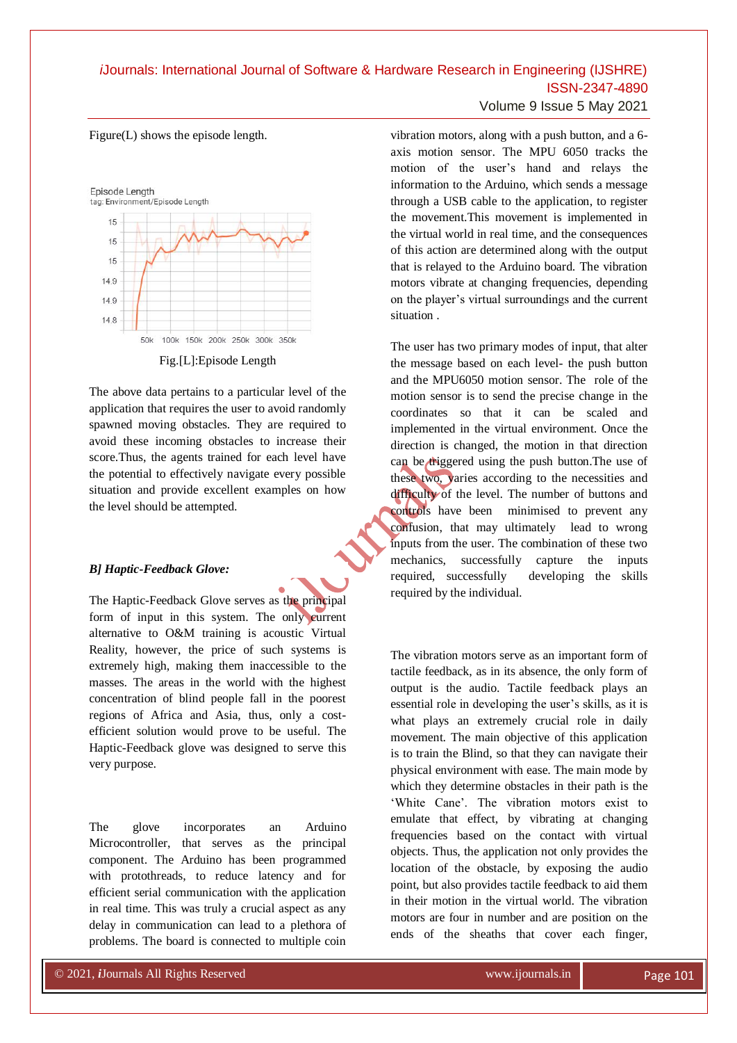Figure(L) shows the episode length.

Fig.[L]:Episode Length

The above data pertains to a particular level of the application that requires the user to avoid randomly spawned moving obstacles. They are required to avoid these incoming obstacles to increase their score.Thus, the agents trained for each level have the potential to effectively navigate every possible situation and provide excellent examples on how the level should be attempted.

### *B] Haptic-Feedback Glove:*

The Haptic-Feedback Glove serves as the principal form of input in this system. The only current alternative to O&M training is acoustic Virtual Reality, however, the price of such systems is extremely high, making them inaccessible to the masses. The areas in the world with the highest concentration of blind people fall in the poorest regions of Africa and Asia, thus, only a cost-efficient solution would prove to be useful. The Haptic-Feedback glove was designed to serve this very purpose.

The glove incorporates an Arduino Microcontroller, that serves as the principal component. The Arduino has been programmed with protothreads, to reduce latency and for efficient serial communication with the application in real time. This was truly a crucial aspect as any delay in communication can lead to a plethora of problems. The board is connected to multiple coin vibration motors, along with a push button, and a 6-axis motion sensor. The MPU 6050 tracks the motion of the user's hand and relays the information to the Arduino, which sends a message through a USB cable to the application, to register the movement.This movement is implemented in the virtual world in real time, and the consequences of this action are determined along with the output that is relayed to the Arduino board. The vibration motors vibrate at changing frequencies, depending on the player's virtual surroundings and the current situation .

The user has two primary modes of input, that alter the message based on each level- the push button and the MPU6050 motion sensor. The role of the motion sensor is to send the precise change in the coordinates so that it can be scaled and implemented in the virtual environment. Once the direction is changed, the motion in that direction can be triggered using the push button.The use of these two, varies according to the necessities and difficulty of the level. The number of buttons and controls have been minimised to prevent any confusion, that may ultimately lead to wrong inputs from the user. The combination of these two mechanics, successfully capture the inputs required, successfully developing the skills required by the individual.

The vibration motors serve as an important form of tactile feedback, as in its absence, the only form of output is the audio. Tactile feedback plays an essential role in developing the user's skills, as it is what plays an extremely crucial role in daily movement. The main objective of this application is to train the Blind, so that they can navigate their physical environment with ease. The main mode by which they determine obstacles in their path is the 'White Cane'. The vibration motors exist to emulate that effect, by vibrating at changing frequencies based on the contact with virtual objects. Thus, the application not only provides the location of the obstacle, by exposing the audio point, but also provides tactile feedback to aid them in their motion in the virtual world. The vibration motors are four in number and are position on the ends of the sheaths that cover each finger,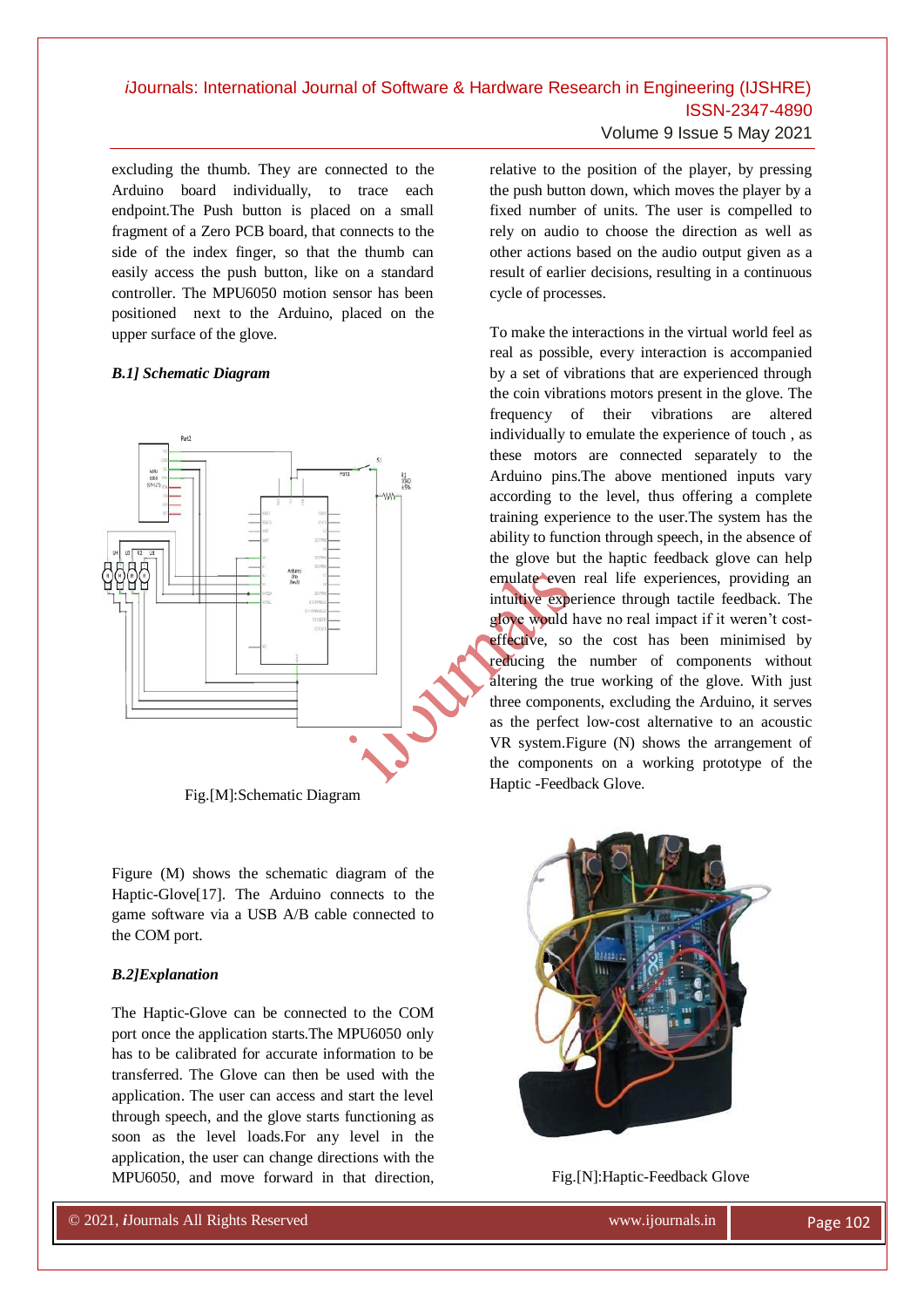excluding the thumb. They are connected to the Arduino board individually, to trace each endpoint.The Push button is placed on a small fragment of a Zero PCB board, that connects to the side of the index finger, so that the thumb can easily access the push button, like on a standard controller. The MPU6050 motion sensor has been positioned next to the Arduino, placed on the upper surface of the glove.

### *B.1] Schematic Diagram*

Fig.[M]:Schematic Diagram

Figure (M) shows the schematic diagram of the Haptic-Glove[17]. The Arduino connects to the game software via a USB A/B cable connected to the COM port.

### *B.2]Explanation*

The Haptic-Glove can be connected to the COM port once the application starts.The MPU6050 only has to be calibrated for accurate information to be transferred. The Glove can then be used with the application. The user can access and start the level through speech, and the glove starts functioning as soon as the level loads.For any level in the application, the user can change directions with the MPU6050, and move forward in that direction, relative to the position of the player, by pressing the push button down, which moves the player by a fixed number of units. The user is compelled to rely on audio to choose the direction as well as other actions based on the audio output given as a result of earlier decisions, resulting in a continuous cycle of processes.

To make the interactions in the virtual world feel as real as possible, every interaction is accompanied by a set of vibrations that are experienced through the coin vibrations motors present in the glove. The frequency of their vibrations are altered individually to emulate the experience of touch , as these motors are connected separately to the Arduino pins.The above mentioned inputs vary according to the level, thus offering a complete training experience to the user.The system has the ability to function through speech, in the absence of the glove but the haptic feedback glove can help emulate even real life experiences, providing an intuitive experience through tactile feedback. The glove would have no real impact if it weren't cost-effective, so the cost has been minimised by reducing the number of components without altering the true working of the glove. With just three components, excluding the Arduino, it serves as the perfect low-cost alternative to an acoustic VR system.Figure (N) shows the arrangement of the components on a working prototype of the Haptic -Feedback Glove.

Fig.[N]:Haptic-Feedback Glove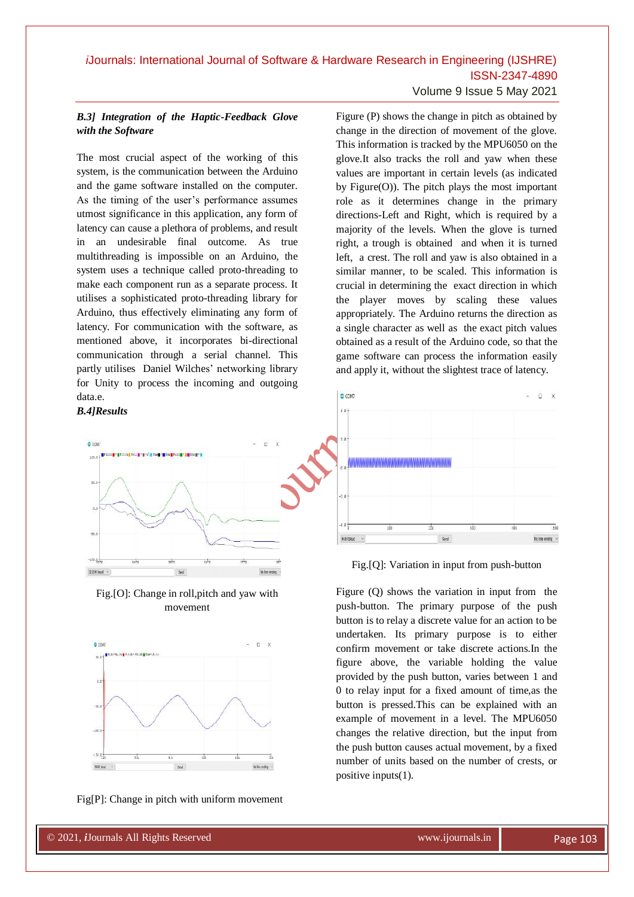### B.3] Integration of the Haptic-Feedback Glove with the Software

The most crucial aspect of the working of this system, is the communication between the Arduino and the game software installed on the computer. As the timing of the user's performance assumes utmost significance in this application, any form of latency can cause a plethora of problems, and result in an undesirable final outcome. As true multithreading is impossible on an Arduino, the system uses a technique called proto-threading to make each component run as a separate process. It utilises a sophisticated proto-threading library for Arduino, thus effectively eliminating any form of latency. For communication with the software, as mentioned above, it incorporates bi-directional communication through a serial channel. This partly utilises Daniel Wilches' networking library for Unity to process the incoming and outgoing data.e.

### B.4]Results

Fig.[O]: Change in roll,pitch and yaw with movement

Fig[P]: Change in pitch with uniform movement

Figure (P) shows the change in pitch as obtained by change in the direction of movement of the glove. This information is tracked by the MPU6050 on the glove.It also tracks the roll and yaw when these values are important in certain levels (as indicated by Figure(O)). The pitch plays the most important role as it determines change in the primary directions-Left and Right, which is required by a majority of the levels. When the glove is turned right, a trough is obtained and when it is turned left, a crest. The roll and yaw is also obtained in a similar manner, to be scaled. This information is crucial in determining the exact direction in which the player moves by scaling these values appropriately. The Arduino returns the direction as a single character as well as the exact pitch values obtained as a result of the Arduino code, so that the game software can process the information easily and apply it, without the slightest trace of latency.

Fig.[Q]: Variation in input from push-button

Figure (Q) shows the variation in input from the push-button. The primary purpose of the push button is to relay a discrete value for an action to be undertaken. Its primary purpose is to either confirm movement or take discrete actions.In the figure above, the variable holding the value provided by the push button, varies between 1 and 0 to relay input for a fixed amount of time,as the button is pressed.This can be explained with an example of movement in a level. The MPU6050 changes the relative direction, but the input from the push button causes actual movement, by a fixed number of units based on the number of crests, or positive inputs(1).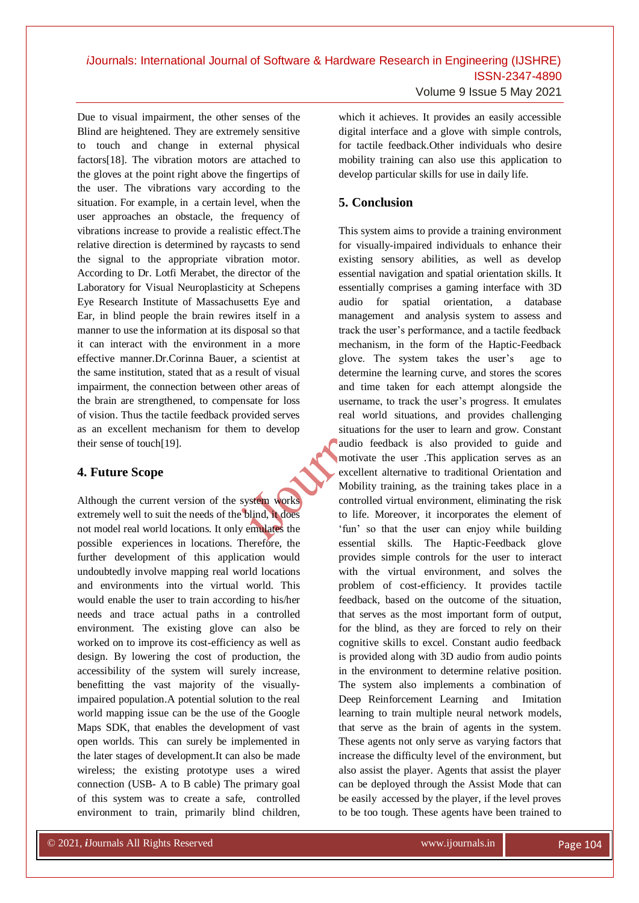Due to visual impairment, the other senses of the Blind are heightened. They are extremely sensitive to touch and change in external physical factors[18]. The vibration motors are attached to the gloves at the point right above the fingertips of the user. The vibrations vary according to the situation. For example, in a certain level, when the user approaches an obstacle, the frequency of vibrations increase to provide a realistic effect.The relative direction is determined by raycasts to send the signal to the appropriate vibration motor. According to Dr. Lotfi Merabet, the director of the Laboratory for Visual Neuroplasticity at Schepens Eye Research Institute of Massachusetts Eye and Ear, in blind people the brain rewires itself in a manner to use the information at its disposal so that it can interact with the environment in a more effective manner.Dr.Corinna Bauer, a scientist at the same institution, stated that as a result of visual impairment, the connection between other areas of the brain are strengthened, to compensate for loss of vision. Thus the tactile feedback provided serves as an excellent mechanism for them to develop their sense of touch[19].

## 4. Future Scope

Although the current version of the system works extremely well to suit the needs of the blind, it does not model real world locations. It only emulates the possible experiences in locations. Therefore, the further development of this application would undoubtedly involve mapping real world locations and environments into the virtual world. This would enable the user to train according to his/her needs and trace actual paths in a controlled environment. The existing glove can also be worked on to improve its cost-efficiency as well as design. By lowering the cost of production, the accessibility of the system will surely increase, benefitting the vast majority of the visually-impaired population.A potential solution to the real world mapping issue can be the use of the Google Maps SDK, that enables the development of vast open worlds. This can surely be implemented in the later stages of development.It can also be made wireless; the existing prototype uses a wired connection (USB- A to B cable) The primary goal of this system was to create a safe, controlled environment to train, primarily blind children, which it achieves. It provides an easily accessible digital interface and a glove with simple controls, for tactile feedback.Other individuals who desire mobility training can also use this application to develop particular skills for use in daily life.

## 5. Conclusion

This system aims to provide a training environment for visually-impaired individuals to enhance their existing sensory abilities, as well as develop essential navigation and spatial orientation skills. It essentially comprises a gaming interface with 3D audio for spatial orientation, a database management and analysis system to assess and track the user's performance, and a tactile feedback mechanism, in the form of the Haptic-Feedback glove. The system takes the user's age to determine the learning curve, and stores the scores and time taken for each attempt alongside the username, to track the user's progress. It emulates real world situations, and provides challenging situations for the user to learn and grow. Constant audio feedback is also provided to guide and motivate the user .This application serves as an excellent alternative to traditional Orientation and Mobility training, as the training takes place in a controlled virtual environment, eliminating the risk to life. Moreover, it incorporates the element of 'fun' so that the user can enjoy while building essential skills. The Haptic-Feedback glove provides simple controls for the user to interact with the virtual environment, and solves the problem of cost-efficiency. It provides tactile feedback, based on the outcome of the situation, that serves as the most important form of output, for the blind, as they are forced to rely on their cognitive skills to excel. Constant audio feedback is provided along with 3D audio from audio points in the environment to determine relative position. The system also implements a combination of Deep Reinforcement Learning and Imitation learning to train multiple neural network models, that serve as the brain of agents in the system. These agents not only serve as varying factors that increase the difficulty level of the environment, but also assist the player. Agents that assist the player can be deployed through the Assist Mode that can be easily accessed by the player, if the level proves to be too tough. These agents have been trained to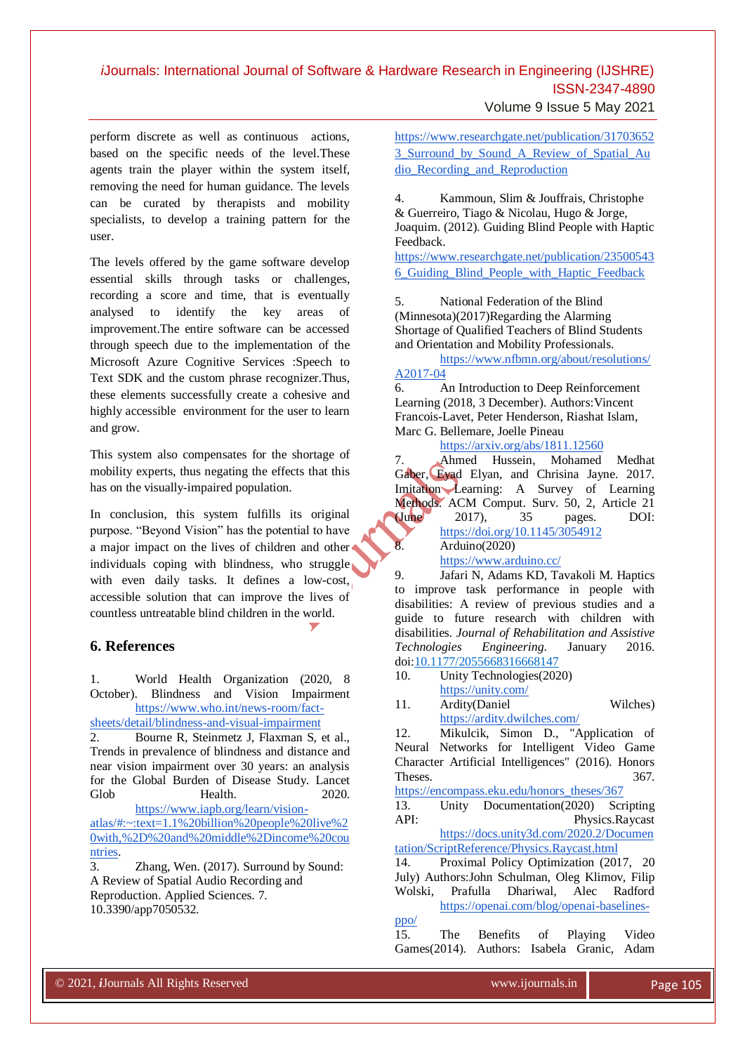perform discrete as well as continuous actions, based on the specific needs of the level.These agents train the player within the system itself, removing the need for human guidance. The levels can be curated by therapists and mobility specialists, to develop a training pattern for the user.

The levels offered by the game software develop essential skills through tasks or challenges, recording a score and time, that is eventually analysed to identify the key areas of improvement.The entire software can be accessed through speech due to the implementation of the Microsoft Azure Cognitive Services :Speech to Text SDK and the custom phrase recognizer.Thus, these elements successfully create a cohesive and highly accessible environment for the user to learn and grow.

This system also compensates for the shortage of mobility experts, thus negating the effects that this has on the visually-impaired population.

In conclusion, this system fulfills its original purpose. "Beyond Vision" has the potential to have a major impact on the lives of children and other individuals coping with blindness, who struggle with even daily tasks. It defines a low-cost, accessible solution that can improve the lives of countless untreatable blind children in the world.

## 6. References

1. World Health Organization (2020, 8 October). Blindness and Vision Impairment https://www.who.int/news-room/fact-sheets/detail/blindness-and-visual-impairment
2. Bourne R, Steinmetz J, Flaxman S, et al., Trends in prevalence of blindness and distance and near vision impairment over 30 years: an analysis for the Global Burden of Disease Study. Lancet Glob Health. 2020. https://www.iapb.org/learn/vision-atlas/#:~:text=1.1%20billion%20people%20live%20with,%2D%20and%20middle%2Dincome%20countries.
3. Zhang, Wen. (2017). Surround by Sound: A Review of Spatial Audio Recording and Reproduction. Applied Sciences. 7. 10.3390/app7050532. https://www.researchgate.net/publication/317036523_Surround_by_Sound_A_Review_of_Spatial_Audio_Recording_and_Reproduction
4. Kammoun, Slim & Jouffrais, Christophe & Guerreiro, Tiago & Nicolau, Hugo & Jorge, Joaquim. (2012). Guiding Blind People with Haptic Feedback. https://www.researchgate.net/publication/235005436_Guiding_Blind_People_with_Haptic_Feedback
5. National Federation of the Blind (Minnesota)(2017)Regarding the Alarming Shortage of Qualified Teachers of Blind Students and Orientation and Mobility Professionals. https://www.nfbmn.org/about/resolutions/A2017-04
6. An Introduction to Deep Reinforcement Learning (2018, 3 December). Authors:Vincent Francois-Lavet, Peter Henderson, Riashat Islam, Marc G. Bellemare, Joelle Pineau https://arxiv.org/abs/1811.12560
7. Ahmed Hussein, Mohamed Medhat Gaber, Eyad Elyan, and Chrisina Jayne. 2017. Imitation Learning: A Survey of Learning Methods. ACM Comput. Surv. 50, 2, Article 21 (June 2017), 35 pages. DOI: https://doi.org/10.1145/3054912
8. Arduino(2020) https://www.arduino.cc/
9. Jafari N, Adams KD, Tavakoli M. Haptics to improve task performance in people with disabilities: A review of previous studies and a guide to future research with children with disabilities. *Journal of Rehabilitation and Assistive Technologies Engineering*. January 2016. doi:10.1177/2055668316668147
10. Unity Technologies(2020) https://unity.com/
11. Ardity(Daniel Wilches) https://ardity.dwilches.com/
12. Mikulcik, Simon D., "Application of Neural Networks for Intelligent Video Game Character Artificial Intelligences" (2016). Honors Theses. 367. https://encompass.eku.edu/honors_theses/367
13. Unity Documentation(2020) Scripting API: Physics.Raycast https://docs.unity3d.com/2020.2/Documentation/ScriptReference/Physics.Raycast.html
14. Proximal Policy Optimization (2017, 20 July) Authors:John Schulman, Oleg Klimov, Filip Wolski, Prafulla Dhariwal, Alec Radford https://openai.com/blog/openai-baselines-ppo/
15. The Benefits of Playing Video Games(2014). Authors: Isabela Granic, Adam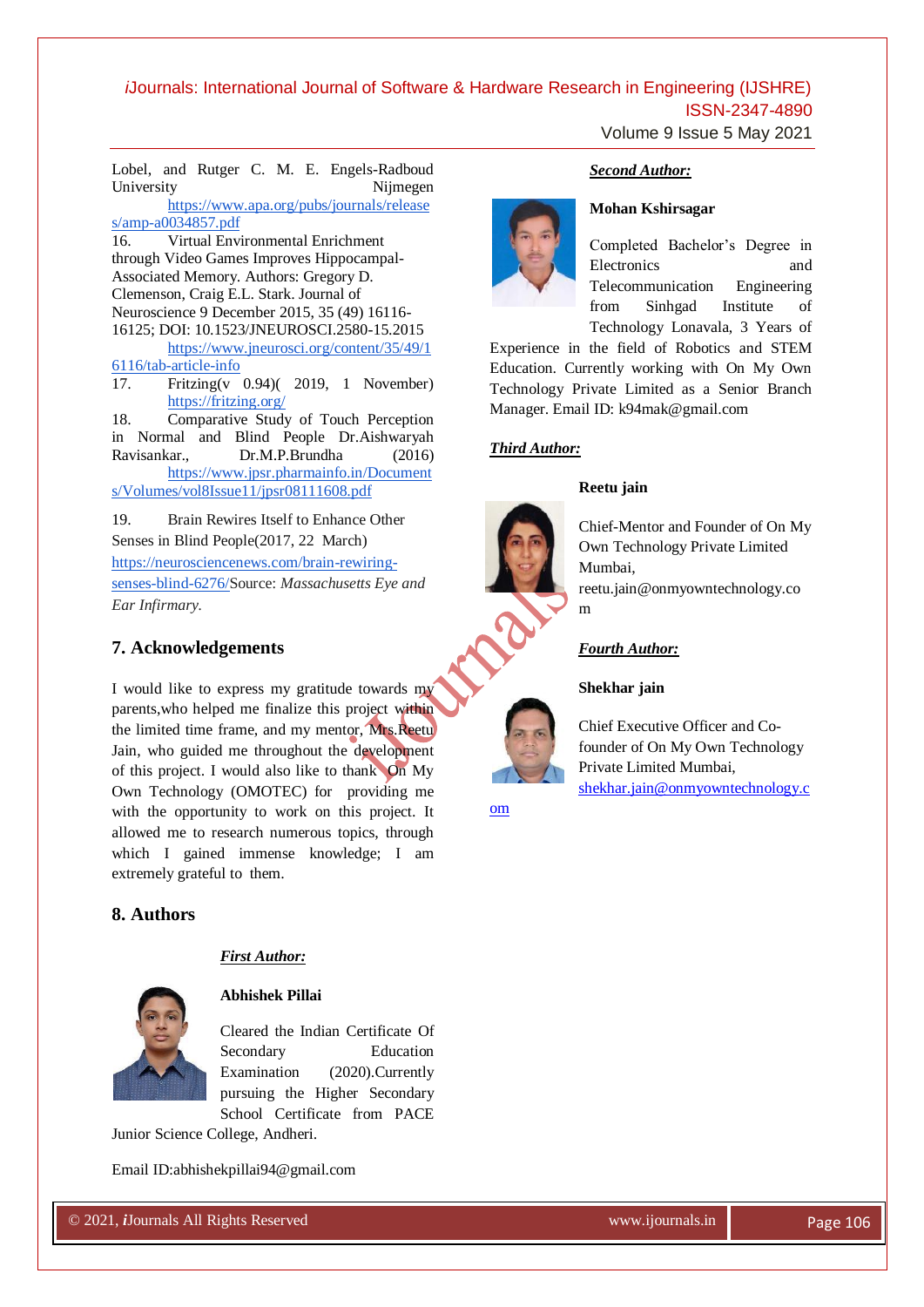Lobel, and Rutger C. M. E. Engels-Radboud University Nijmegen https://www.apa.org/pubs/journals/releases/amp-a0034857.pdf

16. Virtual Environmental Enrichment through Video Games Improves Hippocampal-Associated Memory. Authors: Gregory D. Clemenson, Craig E.L. Stark. Journal of Neuroscience 9 December 2015, 35 (49) 16116-16125; DOI: 10.1523/JNEUROSCI.2580-15.2015 https://www.jneurosci.org/content/35/49/16116/tab-article-info

17. Fritzing(v 0.94)( 2019, 1 November) https://fritzing.org/

18. Comparative Study of Touch Perception in Normal and Blind People Dr.Aishwaryah Ravisankar., Dr.M.P.Brundha (2016) https://www.jpsr.pharmainfo.in/Documents/Volumes/vol8Issue11/jpsr08111608.pdf

19. Brain Rewires Itself to Enhance Other Senses in Blind People(2017, 22 March) https://neurosciencenews.com/brain-rewiring-senses-blind-6276/Source: *Massachusetts Eye and Ear Infirmary.*

## 7. Acknowledgements

I would like to express my gratitude towards my parents,who helped me finalize this project within the limited time frame, and my mentor, Mrs.Reetu Jain, who guided me throughout the development of this project. I would also like to thank On My Own Technology (OMOTEC) for providing me with the opportunity to work on this project. It allowed me to research numerous topics, through which I gained immense knowledge; I am extremely grateful to them.

## 8. Authors

***First Author:***

**Abhishek Pillai**

Cleared the Indian Certificate Of Secondary Education Examination (2020).Currently pursuing the Higher Secondary School Certificate from PACE Junior Science College, Andheri.

Email ID:abhishekpillai94@gmail.com

***Second Author:***

**Mohan Kshirsagar**

Completed Bachelor's Degree in Electronics and Telecommunication Engineering from Sinhgad Institute of Technology Lonavala, 3 Years of Experience in the field of Robotics and STEM Education. Currently working with On My Own Technology Private Limited as a Senior Branch Manager. Email ID: k94mak@gmail.com

***Third Author:***

**Reetu jain**

Chief-Mentor and Founder of On My Own Technology Private Limited Mumbai, reetu.jain@onmyowntechnology.com

***Fourth Author:***

**Shekhar jain**

Chief Executive Officer and Co-founder of On My Own Technology Private Limited Mumbai, shekhar.jain@onmyowntechnology.com